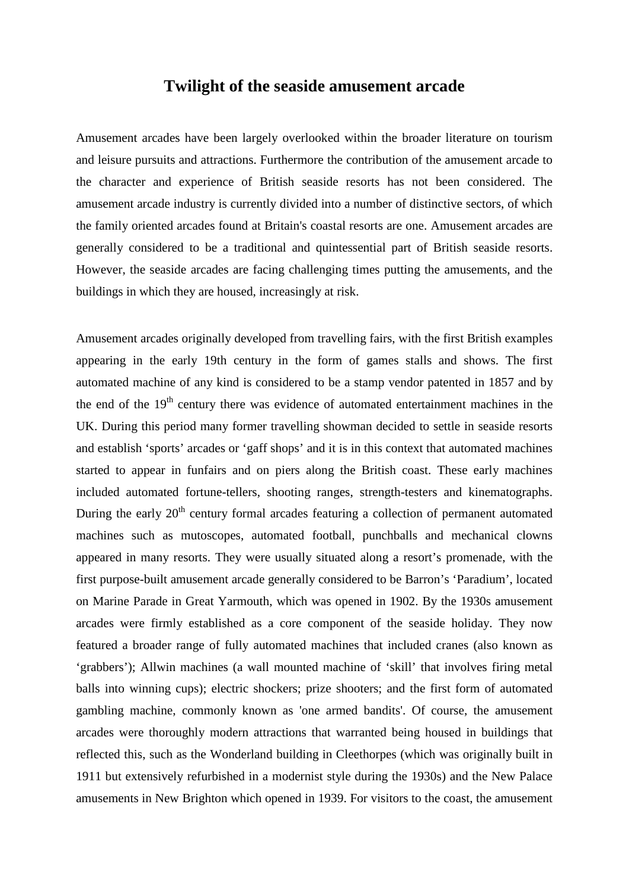# Twilight of the seaside amusement arcade

Amusement arcades have been largely overlooked within the broader literature on tourism and leisure pursuits and attractions. Furthermore the contribution of the amusement arcade to the character and experience of British seaside resorts has not been considered. The amusement arcade industry is currently divided into a number of distinctive sectors, of which the family oriented arcades found at Britain's coastal resorts are one. Amusement arcades are generally considered to be a traditional and quintessential part of British seaside resorts. However, the seaside arcades are facing challenging times putting the amusements, and the buildings in which they are housed, increasingly at risk.

Amusement arcades originally developed from travelling fairs, with the first British examples appearing in the early 19th century in the form of games stalls and shows. The first automated machine of any kind is considered to be a stamp vendor patented in 1857 and by the end of the 19th century there was evidence of automated entertainment machines in the UK. During this period many former travelling showman decided to settle in seaside resorts and establish 'sports' arcades or 'gaff shops' and it is in this context that automated machines started to appear in funfairs and on piers along the British coast. These early machines included automated fortune-tellers, shooting ranges, strength-testers and kinematographs. During the early 20th century formal arcades featuring a collection of permanent automated machines such as mutoscopes, automated football, punchballs and mechanical clowns appeared in many resorts. They were usually situated along a resort's promenade, with the first purpose-built amusement arcade generally considered to be Barron's 'Paradium', located on Marine Parade in Great Yarmouth, which was opened in 1902. By the 1930s amusement arcades were firmly established as a core component of the seaside holiday. They now featured a broader range of fully automated machines that included cranes (also known as 'grabbers'); Allwin machines (a wall mounted machine of 'skill' that involves firing metal balls into winning cups); electric shockers; prize shooters; and the first form of automated gambling machine, commonly known as 'one armed bandits'. Of course, the amusement arcades were thoroughly modern attractions that warranted being housed in buildings that reflected this, such as the Wonderland building in Cleethorpes (which was originally built in 1911 but extensively refurbished in a modernist style during the 1930s) and the New Palace amusements in New Brighton which opened in 1939. For visitors to the coast, the amusement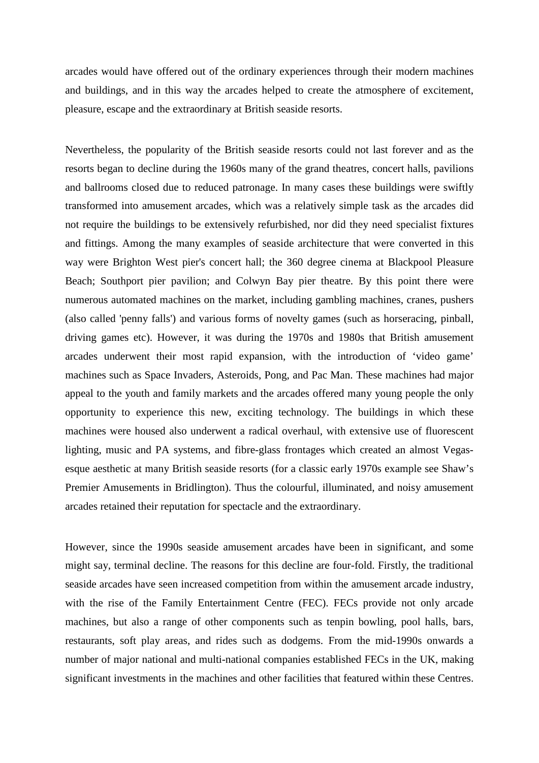arcades would have offered out of the ordinary experiences through their modern machines and buildings, and in this way the arcades helped to create the atmosphere of excitement, pleasure, escape and the extraordinary at British seaside resorts.

Nevertheless, the popularity of the British seaside resorts could not last forever and as the resorts began to decline during the 1960s many of the grand theatres, concert halls, pavilions and ballrooms closed due to reduced patronage. In many cases these buildings were swiftly transformed into amusement arcades, which was a relatively simple task as the arcades did not require the buildings to be extensively refurbished, nor did they need specialist fixtures and fittings. Among the many examples of seaside architecture that were converted in this way were Brighton West pier's concert hall; the 360 degree cinema at Blackpool Pleasure Beach; Southport pier pavilion; and Colwyn Bay pier theatre. By this point there were numerous automated machines on the market, including gambling machines, cranes, pushers (also called 'penny falls') and various forms of novelty games (such as horseracing, pinball, driving games etc). However, it was during the 1970s and 1980s that British amusement arcades underwent their most rapid expansion, with the introduction of 'video game' machines such as Space Invaders, Asteroids, Pong, and Pac Man. These machines had major appeal to the youth and family markets and the arcades offered many young people the only opportunity to experience this new, exciting technology. The buildings in which these machines were housed also underwent a radical overhaul, with extensive use of fluorescent lighting, music and PA systems, and fibre-glass frontages which created an almost Vegas-esque aesthetic at many British seaside resorts (for a classic early 1970s example see Shaw's Premier Amusements in Bridlington). Thus the colourful, illuminated, and noisy amusement arcades retained their reputation for spectacle and the extraordinary.

However, since the 1990s seaside amusement arcades have been in significant, and some might say, terminal decline. The reasons for this decline are four-fold. Firstly, the traditional seaside arcades have seen increased competition from within the amusement arcade industry, with the rise of the Family Entertainment Centre (FEC). FECs provide not only arcade machines, but also a range of other components such as tenpin bowling, pool halls, bars, restaurants, soft play areas, and rides such as dodgems. From the mid-1990s onwards a number of major national and multi-national companies established FECs in the UK, making significant investments in the machines and other facilities that featured within these Centres.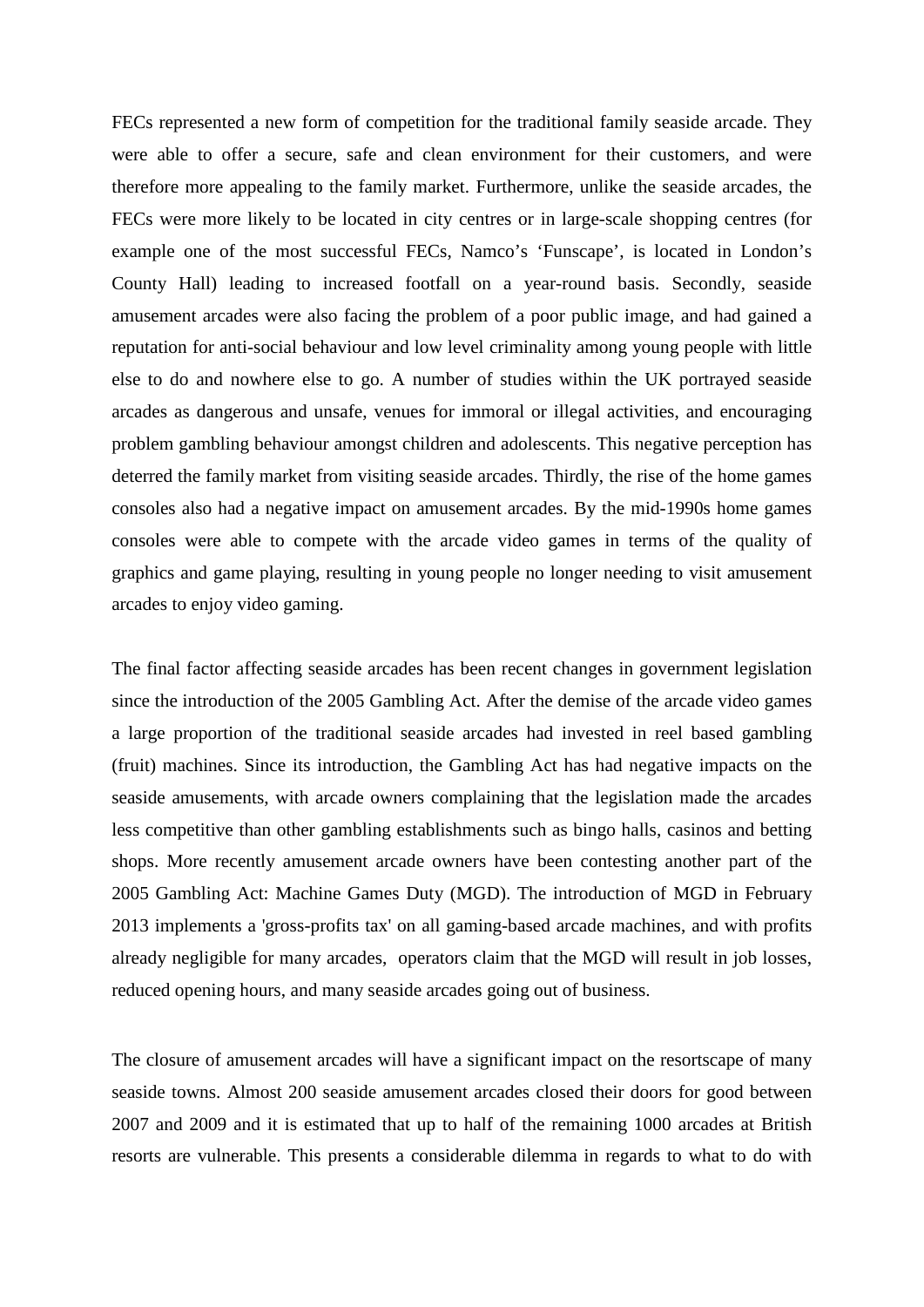FECs represented a new form of competition for the traditional family seaside arcade. They were able to offer a secure, safe and clean environment for their customers, and were therefore more appealing to the family market. Furthermore, unlike the seaside arcades, the FECs were more likely to be located in city centres or in large-scale shopping centres (for example one of the most successful FECs, Namco's 'Funscape', is located in London's County Hall) leading to increased footfall on a year-round basis. Secondly, seaside amusement arcades were also facing the problem of a poor public image, and had gained a reputation for anti-social behaviour and low level criminality among young people with little else to do and nowhere else to go. A number of studies within the UK portrayed seaside arcades as dangerous and unsafe, venues for immoral or illegal activities, and encouraging problem gambling behaviour amongst children and adolescents. This negative perception has deterred the family market from visiting seaside arcades. Thirdly, the rise of the home games consoles also had a negative impact on amusement arcades. By the mid-1990s home games consoles were able to compete with the arcade video games in terms of the quality of graphics and game playing, resulting in young people no longer needing to visit amusement arcades to enjoy video gaming.

The final factor affecting seaside arcades has been recent changes in government legislation since the introduction of the 2005 Gambling Act. After the demise of the arcade video games a large proportion of the traditional seaside arcades had invested in reel based gambling (fruit) machines. Since its introduction, the Gambling Act has had negative impacts on the seaside amusements, with arcade owners complaining that the legislation made the arcades less competitive than other gambling establishments such as bingo halls, casinos and betting shops. More recently amusement arcade owners have been contesting another part of the 2005 Gambling Act: Machine Games Duty (MGD). The introduction of MGD in February 2013 implements a 'gross-profits tax' on all gaming-based arcade machines, and with profits already negligible for many arcades, operators claim that the MGD will result in job losses, reduced opening hours, and many seaside arcades going out of business.

The closure of amusement arcades will have a significant impact on the resortscape of many seaside towns. Almost 200 seaside amusement arcades closed their doors for good between 2007 and 2009 and it is estimated that up to half of the remaining 1000 arcades at British resorts are vulnerable. This presents a considerable dilemma in regards to what to do with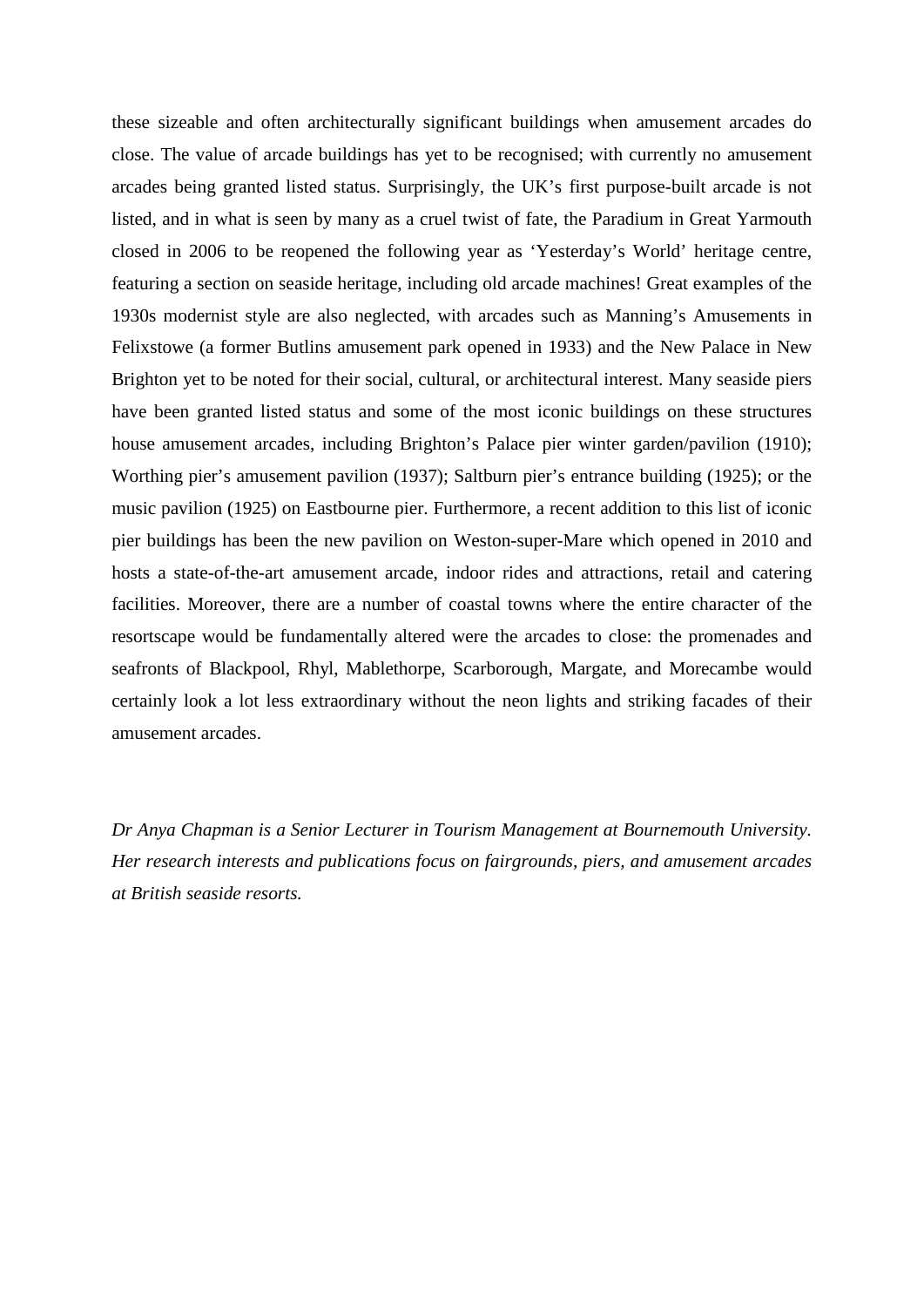these sizeable and often architecturally significant buildings when amusement arcades do close. The value of arcade buildings has yet to be recognised; with currently no amusement arcades being granted listed status. Surprisingly, the UK's first purpose-built arcade is not listed, and in what is seen by many as a cruel twist of fate, the Paradium in Great Yarmouth closed in 2006 to be reopened the following year as 'Yesterday's World' heritage centre, featuring a section on seaside heritage, including old arcade machines! Great examples of the 1930s modernist style are also neglected, with arcades such as Manning's Amusements in Felixstowe (a former Butlins amusement park opened in 1933) and the New Palace in New Brighton yet to be noted for their social, cultural, or architectural interest. Many seaside piers have been granted listed status and some of the most iconic buildings on these structures house amusement arcades, including Brighton's Palace pier winter garden/pavilion (1910); Worthing pier's amusement pavilion (1937); Saltburn pier's entrance building (1925); or the music pavilion (1925) on Eastbourne pier. Furthermore, a recent addition to this list of iconic pier buildings has been the new pavilion on Weston-super-Mare which opened in 2010 and hosts a state-of-the-art amusement arcade, indoor rides and attractions, retail and catering facilities. Moreover, there are a number of coastal towns where the entire character of the resortscape would be fundamentally altered were the arcades to close: the promenades and seafronts of Blackpool, Rhyl, Mablethorpe, Scarborough, Margate, and Morecambe would certainly look a lot less extraordinary without the neon lights and striking facades of their amusement arcades.

*Dr Anya Chapman is a Senior Lecturer in Tourism Management at Bournemouth University. Her research interests and publications focus on fairgrounds, piers, and amusement arcades at British seaside resorts.*